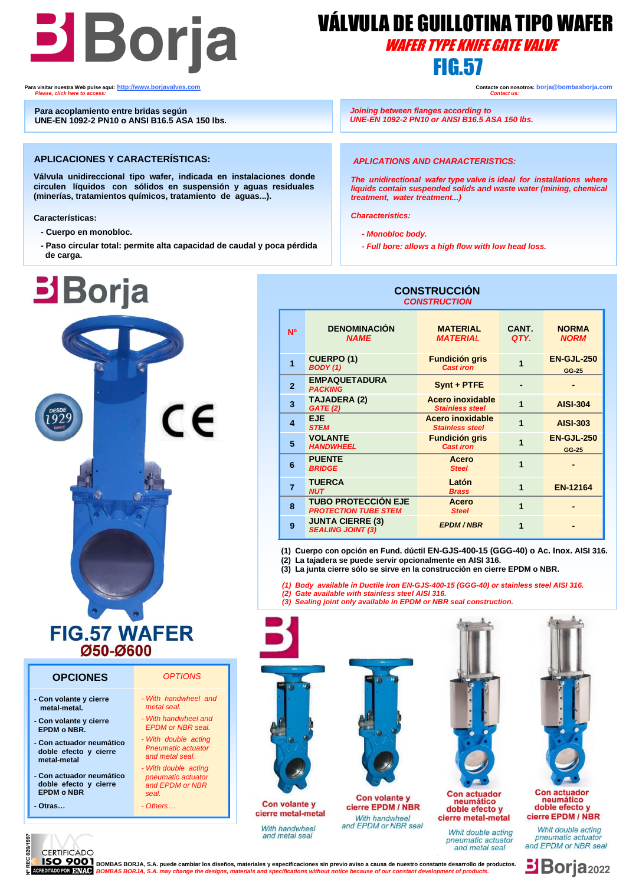# VÁLVULA DE GUILLOTINA TIPO WAFER

## *WAFER TYPE KNIFE GATE VALVE*

## FIG.57

Para visitar nuestra Web pulse aquí: http://www.borjavalves.com
*Please, click here to access:*

Contacte con nosotros: borja@bombasborja.com
*Contact us:*

**Para acoplamiento entre bridas según UNE-EN 1092-2 PN10 o ANSI B16.5 ASA 150 lbs.**

*Joining between flanges according to UNE-EN 1092-2 PN10 or ANSI B16.5 ASA 150 lbs.*

### APLICACIONES Y CARACTERÍSTICAS:

**Válvula unidireccional tipo wafer, indicada en instalaciones donde circulen líquidos con sólidos en suspensión y aguas residuales (minerías, tratamientos químicos, tratamiento de aguas...).**

**Características:**

- **Cuerpo en monobloc.**
- **Paso circular total: permite alta capacidad de caudal y poca pérdida de carga.**

### *APLICATIONS AND CHARACTERISTICS:*

*The unidirectional wafer type valve is ideal for installations where liquids contain suspended solids and waste water (mining, chemical treatment, water treatment...)*

*Characteristics:*

- *Monobloc body.*
- *Full bore: allows a high flow with low head loss.*

DESDE 1929 SINCE

## FIG.57 WAFER
## Ø50-Ø600

### CONSTRUCCIÓN
### *CONSTRUCTION*

| Nº | DENOMINACIÓN *NAME* | MATERIAL *MATERIAL* | CANT. *QTY.* | NORMA *NORM* |
|---|---|---|---|---|
| 1 | CUERPO (1) *BODY (1)* | Fundición gris *Cast iron* | 1 | EN-GJL-250 GG-25 |
| 2 | EMPAQUETADURA *PACKING* | Synt + PTFE | - | - |
| 3 | TAJADERA (2) *GATE (2)* | Acero inoxidable *Stainless steel* | 1 | AISI-304 |
| 4 | EJE *STEM* | Acero inoxidable *Stainless steel* | 1 | AISI-303 |
| 5 | VOLANTE *HANDWHEEL* | Fundición gris *Cast iron* | 1 | EN-GJL-250 GG-25 |
| 6 | PUENTE *BRIDGE* | Acero *Steel* | 1 | - |
| 7 | TUERCA *NUT* | Latón *Brass* | 1 | EN-12164 |
| 8 | TUBO PROTECCIÓN EJE *PROTECTION TUBE STEM* | Acero *Steel* | 1 | - |
| 9 | JUNTA CIERRE (3) *SEALING JOINT (3)* | *EPDM / NBR* | 1 | - |

**(1) Cuerpo con opción en Fund. dúctil EN-GJS-400-15 (GGG-40) o Ac. Inox. AISI 316.**
**(2) La tajadera se puede servir opcionalmente en AISI 316.**
**(3) La junta cierre sólo se sirve en la construcción en cierre EPDM o NBR.**

*(1) Body available in Ductile iron EN-GJS-400-15 (GGG-40) or stainless steel AISI 316.*
*(2) Gate available with stainless steel AISI 316.*
*(3) Sealing joint only available in EPDM or NBR seal construction.*

| OPCIONES | *OPTIONS* |
|---|---|
| - Con volante y cierre metal-metal. | *- With handwheel and metal seal.* |
| - Con volante y cierre EPDM o NBR. | *- With handwheel and EPDM or NBR seal.* |
| - Con actuador neumático doble efecto y cierre metal-metal | *- With double acting Pneumatic actuator and metal seal.* |
| - Con actuador neumático doble efecto y cierre EPDM o NBR | *- With double acting pneumatic actuator and EPDM or NBR seal.* |
| - Otras… | *- Others…* |

**Con volante y cierre metal-metal**
*With handwheel and metal seal*

**Con volante y cierre EPDM / NBR**
*With handwheel and EPDM or NBR seal*

**Con actuador neumático doble efecto y cierre metal-metal**
*Whit double acting pneumatic actuator and metal seal*

**Con actuador neumático doble efecto y cierre EPDM / NBR**
*Whit double acting pneumatic actuator and EPDM or NBR seal*

Nº REC 020/1997 CERTIFICADO ISO 9001 ACREDITADO POR ENAC

BOMBAS BORJA, S.A. puede cambiar los diseños, materiales y especificaciones sin previo aviso a causa de nuestro constante desarrollo de productos.
*BOMBAS BORJA, S.A. may change the designs, materials and specifications without notice because of our constant development of products.*

Borja 2022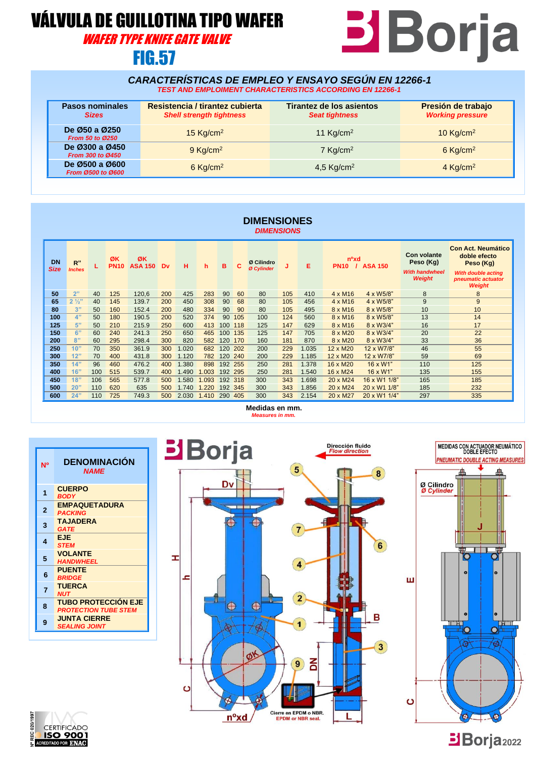# VÁLVULA DE GUILLOTINA TIPO WAFER

## *WAFER TYPE KNIFE GATE VALVE*

## FIG.57

### CARACTERÍSTICAS DE EMPLEO Y ENSAYO SEGÚN EN 12266-1
*TEST AND EMPLOIMENT CHARACTERISTICS ACCORDING EN 12266-1*

| Pasos nominales *Sizes* | Resistencia / tirantez cubierta *Shell strength tightness* | Tirantez de los asientos *Seat tightness* | Presión de trabajo *Working pressure* |
|---|---|---|---|
| De Ø50 a Ø250 *From 50 to Ø250* | 15 Kg/cm$^2$ | 11 Kg/cm$^2$ | 10 Kg/cm$^2$ |
| De Ø300 a Ø450 *From 300 to Ø450* | 9 Kg/cm$^2$ | 7 Kg/cm$^2$ | 6 Kg/cm$^2$ |
| De Ø500 a Ø600 *From Ø500 to Ø600* | 6 Kg/cm$^2$ | 4,5 Kg/cm$^2$ | 4 Kg/cm$^2$ |

### DIMENSIONES
*DIMENSIONS*

| DN *Size* | R" *Inches* | L | ØK PN10 | ØK ASA 150 | Dv | H | h | B | C | Ø Cilindro *Ø Cylinder* | J | E | nºxd PN10 | nºxd ASA 150 | Con volante Peso (Kg) *With handwheel Weight* | Con Act. Neumático doble efecto Peso (Kg) *With double acting pneumatic actuator Weight* |
|---|---|---|---|---|---|---|---|---|---|---|---|---|---|---|---|---|
| 50 | 2" | 40 | 125 | 120,6 | 200 | 425 | 283 | 90 | 60 | 80 | 105 | 410 | 4 x M16 | 4 x W5/8" | 8 | 8 |
| 65 | 2 ½" | 40 | 145 | 139.7 | 200 | 450 | 308 | 90 | 68 | 80 | 105 | 456 | 4 x M16 | 4 x W5/8" | 9 | 9 |
| 80 | 3" | 50 | 160 | 152.4 | 200 | 480 | 334 | 90 | 90 | 80 | 105 | 495 | 8 x M16 | 8 x W5/8" | 10 | 10 |
| 100 | 4" | 50 | 180 | 190.5 | 200 | 520 | 374 | 90 | 105 | 100 | 124 | 560 | 8 x M16 | 8 x W5/8" | 13 | 14 |
| 125 | 5" | 50 | 210 | 215.9 | 250 | 600 | 413 | 100 | 118 | 125 | 147 | 629 | 8 x M16 | 8 x W3/4" | 16 | 17 |
| 150 | 6" | 60 | 240 | 241.3 | 250 | 650 | 465 | 100 | 135 | 125 | 147 | 705 | 8 x M20 | 8 x W3/4" | 20 | 22 |
| 200 | 8" | 60 | 295 | 298.4 | 300 | 820 | 582 | 120 | 170 | 160 | 181 | 870 | 8 x M20 | 8 x W3/4" | 33 | 36 |
| 250 | 10" | 70 | 350 | 361.9 | 300 | 1.020 | 682 | 120 | 202 | 200 | 229 | 1.035 | 12 x M20 | 12 x W7/8" | 46 | 55 |
| 300 | 12" | 70 | 400 | 431.8 | 300 | 1.120 | 782 | 120 | 240 | 200 | 229 | 1.185 | 12 x M20 | 12 x W7/8" | 59 | 69 |
| 350 | 14" | 96 | 460 | 476.2 | 400 | 1.380 | 898 | 192 | 255 | 250 | 281 | 1.378 | 16 x M20 | 16 x W1" | 110 | 125 |
| 400 | 16" | 100 | 515 | 539.7 | 400 | 1.490 | 1.003 | 192 | 295 | 250 | 281 | 1.540 | 16 x M24 | 16 x W1" | 135 | 155 |
| 450 | 18" | 106 | 565 | 577.8 | 500 | 1.580 | 1.093 | 192 | 318 | 300 | 343 | 1.698 | 20 x M24 | 16 x W1 1/8" | 165 | 185 |
| 500 | 20" | 110 | 620 | 635 | 500 | 1.740 | 1.220 | 192 | 345 | 300 | 343 | 1.856 | 20 x M24 | 20 x W1 1/8" | 185 | 232 |
| 600 | 24" | 110 | 725 | 749.3 | 500 | 2.030 | 1.410 | 290 | 405 | 300 | 343 | 2.154 | 20 x M27 | 20 x W1 1/4" | 297 | 335 |

Medidas en mm.
*Measures in mm.*

| Nº | DENOMINACIÓN *NAME* |
|---|---|
| 1 | CUERPO *BODY* |
| 2 | EMPAQUETADURA *PACKING* |
| 3 | TAJADERA *GATE* |
| 4 | EJE *STEM* |
| 5 | VOLANTE *HANDWHEEL* |
| 6 | PUENTE *BRIDGE* |
| 7 | TUERCA *NUT* |
| 8 | TUBO PROTECCIÓN EJE *PROTECTION TUBE STEM* |
| 9 | JUNTA CIERRE *SEALING JOINT* |

Dirección fluido
*Flow direction*

Cierre en EPDM o NBR.
*EPDM or NBR seal.*

MEDIDAS CON ACTUADOR NEUMÁTICO DOBLE EFECTO
*PNEUMATIC DOUBLE ACTING MEASURES*

Ø Cilindro
*Ø Cylinder*

Dv, H, h, C, ØK, nºxd, DN, L, B, J, E

Nº REC 020/1997 CERTIFICADO ISO 9001 ACREDITADO POR ENAC

Borja 2022